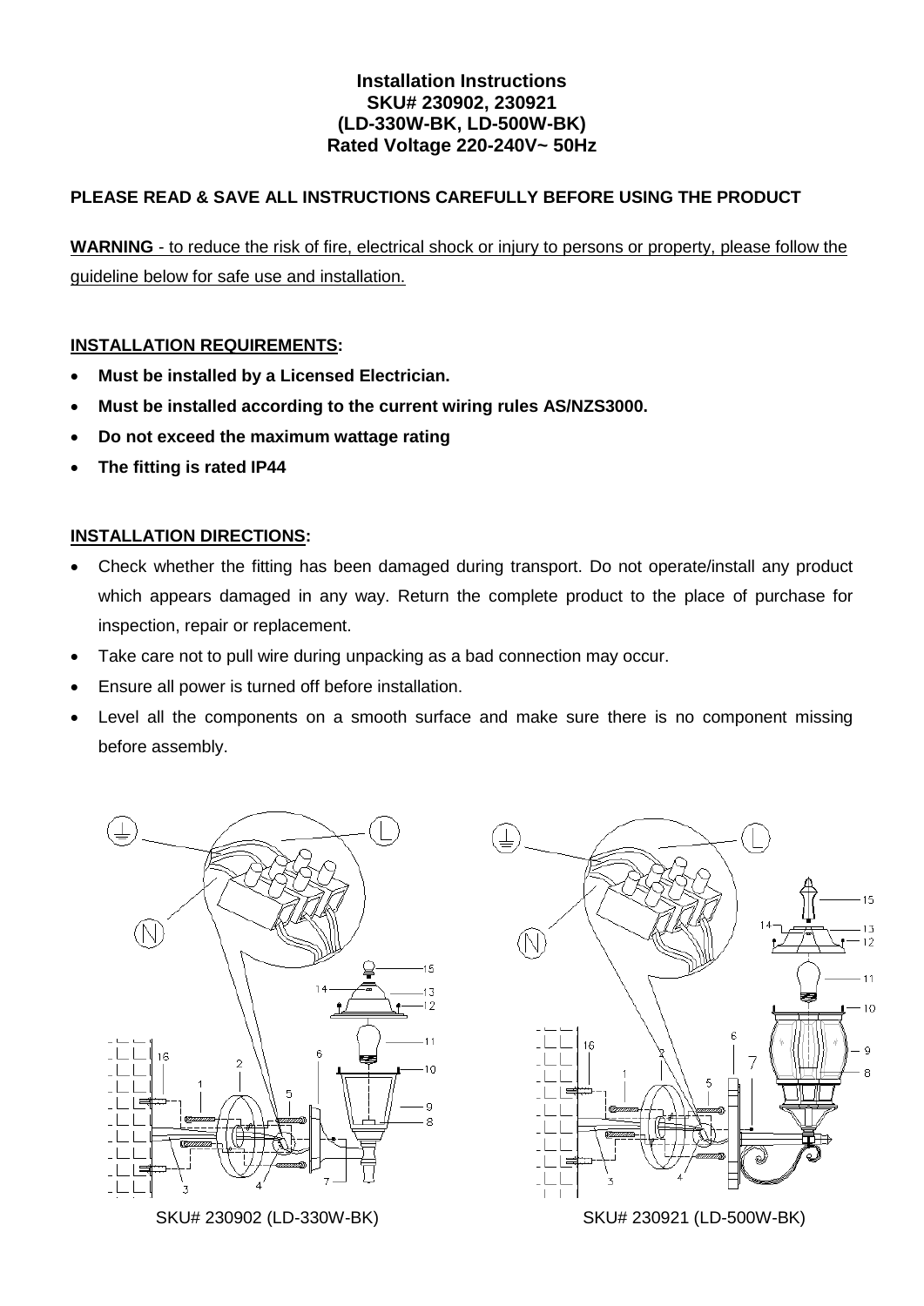**Installation Instructions**
**SKU# 230902, 230921**
**(LD-330W-BK, LD-500W-BK)**
**Rated Voltage 220-240V~ 50Hz**

**PLEASE READ & SAVE ALL INSTRUCTIONS CAREFULLY BEFORE USING THE PRODUCT**

**WARNING** - to reduce the risk of fire, electrical shock or injury to persons or property, please follow the guideline below for safe use and installation.

## INSTALLATION REQUIREMENTS:

- **Must be installed by a Licensed Electrician.**
- **Must be installed according to the current wiring rules AS/NZS3000.**
- **Do not exceed the maximum wattage rating**
- **The fitting is rated IP44**

## INSTALLATION DIRECTIONS:

- Check whether the fitting has been damaged during transport. Do not operate/install any product which appears damaged in any way. Return the complete product to the place of purchase for inspection, repair or replacement.
- Take care not to pull wire during unpacking as a bad connection may occur.
- Ensure all power is turned off before installation.
- Level all the components on a smooth surface and make sure there is no component missing before assembly.

SKU# 230902 (LD-330W-BK)

SKU# 230921 (LD-500W-BK)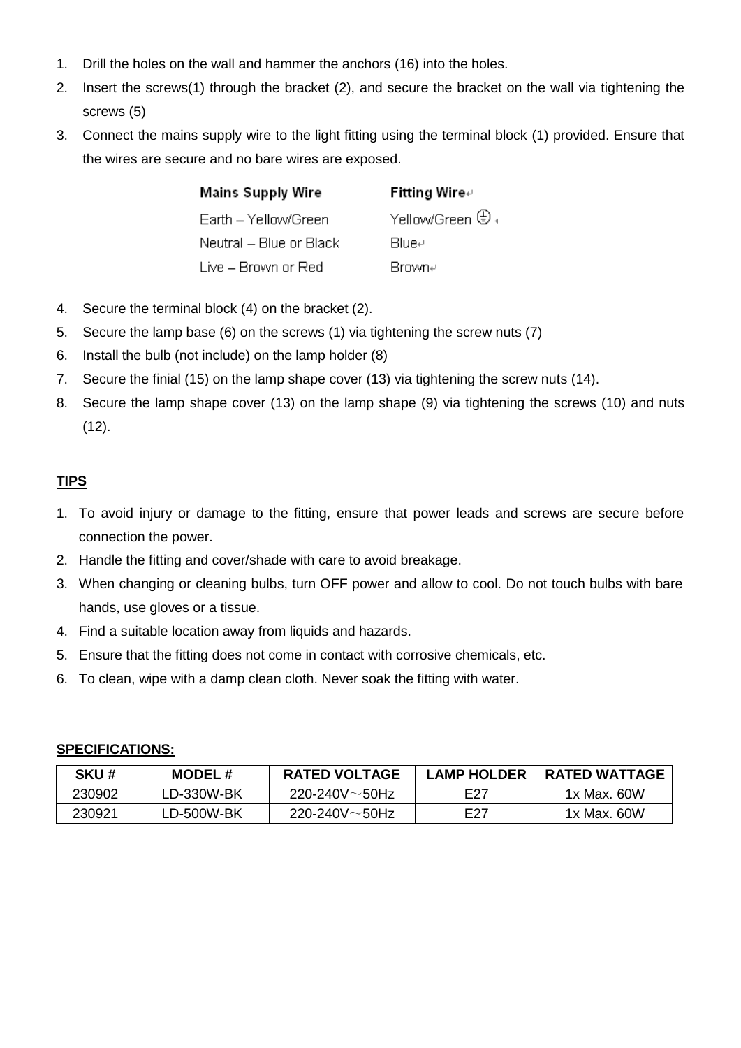1. Drill the holes on the wall and hammer the anchors (16) into the holes.
2. Insert the screws(1) through the bracket (2), and secure the bracket on the wall via tightening the screws (5)
3. Connect the mains supply wire to the light fitting using the terminal block (1) provided. Ensure that the wires are secure and no bare wires are exposed.

| Mains Supply Wire | Fitting Wire |
|---|---|
| Earth – Yellow/Green | Yellow/Green ⏚ |
| Neutral – Blue or Black | Blue |
| Live – Brown or Red | Brown |

4. Secure the terminal block (4) on the bracket (2).
5. Secure the lamp base (6) on the screws (1) via tightening the screw nuts (7)
6. Install the bulb (not include) on the lamp holder (8)
7. Secure the finial (15) on the lamp shape cover (13) via tightening the screw nuts (14).
8. Secure the lamp shape cover (13) on the lamp shape (9) via tightening the screws (10) and nuts (12).

**TIPS**

1. To avoid injury or damage to the fitting, ensure that power leads and screws are secure before connection the power.
2. Handle the fitting and cover/shade with care to avoid breakage.
3. When changing or cleaning bulbs, turn OFF power and allow to cool. Do not touch bulbs with bare hands, use gloves or a tissue.
4. Find a suitable location away from liquids and hazards.
5. Ensure that the fitting does not come in contact with corrosive chemicals, etc.
6. To clean, wipe with a damp clean cloth. Never soak the fitting with water.

**SPECIFICATIONS:**

| SKU # | MODEL # | RATED VOLTAGE | LAMP HOLDER | RATED WATTAGE |
|---|---|---|---|---|
| 230902 | LD-330W-BK | 220-240V～50Hz | E27 | 1x Max. 60W |
| 230921 | LD-500W-BK | 220-240V～50Hz | E27 | 1x Max. 60W |